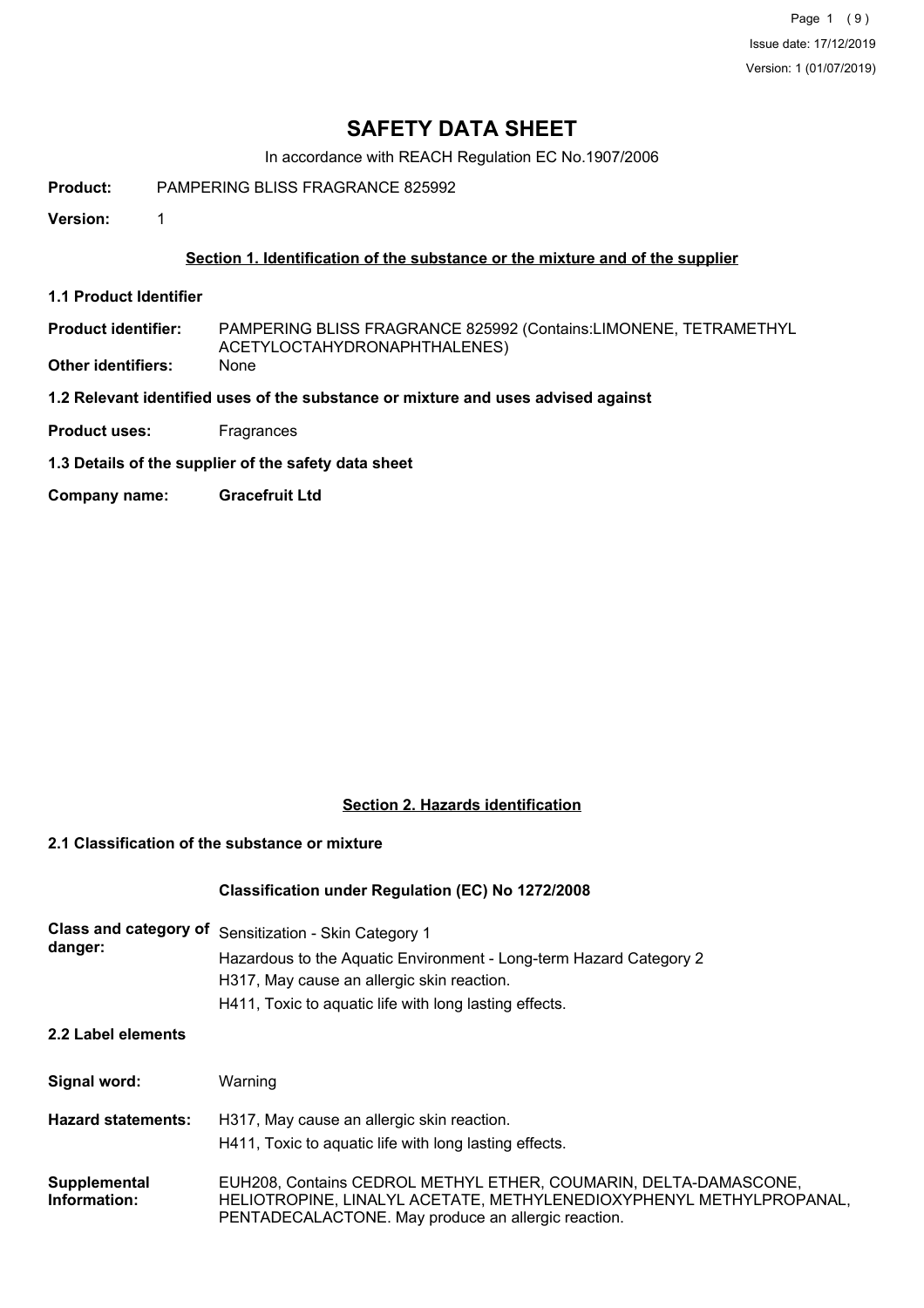# SAFETY DATA SHEET

In accordance with REACH Regulation EC No.1907/2006

**Product:** PAMPERING BLISS FRAGRANCE 825992

**Version:** 1

## Section 1. Identification of the substance or the mixture and of the supplier

**1.1 Product Identifier**

**Product identifier:** PAMPERING BLISS FRAGRANCE 825992 (Contains:LIMONENE, TETRAMETHYL ACETYLOCTAHYDRONAPHTHALENES)

**Other identifiers:** None

**1.2 Relevant identified uses of the substance or mixture and uses advised against**

**Product uses:** Fragrances

**1.3 Details of the supplier of the safety data sheet**

**Company name:** **Gracefruit Ltd**

## Section 2. Hazards identification

**2.1 Classification of the substance or mixture**

**Classification under Regulation (EC) No 1272/2008**

**Class and category of danger:**
Sensitization - Skin Category 1
Hazardous to the Aquatic Environment - Long-term Hazard Category 2
H317, May cause an allergic skin reaction.
H411, Toxic to aquatic life with long lasting effects.

**2.2 Label elements**

**Signal word:** Warning

**Hazard statements:**
H317, May cause an allergic skin reaction.
H411, Toxic to aquatic life with long lasting effects.

**Supplemental Information:** EUH208, Contains CEDROL METHYL ETHER, COUMARIN, DELTA-DAMASCONE, HELIOTROPINE, LINALYL ACETATE, METHYLENEDIOXYPHENYL METHYLPROPANAL, PENTADECALACTONE. May produce an allergic reaction.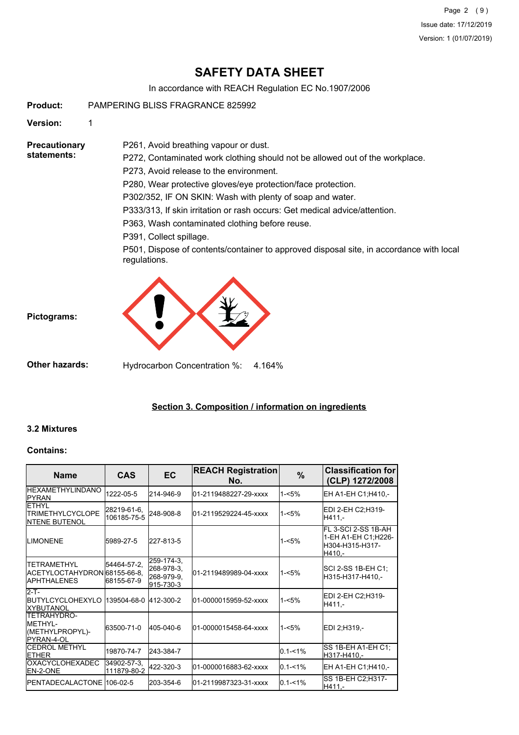**Product:** PAMPERING BLISS FRAGRANCE 825992

**Version:** 1

**Precautionary statements:**

P261, Avoid breathing vapour or dust.

P272, Contaminated work clothing should not be allowed out of the workplace.

P273, Avoid release to the environment.

P280, Wear protective gloves/eye protection/face protection.

P302/352, IF ON SKIN: Wash with plenty of soap and water.

P333/313, If skin irritation or rash occurs: Get medical advice/attention.

P363, Wash contaminated clothing before reuse.

P391, Collect spillage.

P501, Dispose of contents/container to approved disposal site, in accordance with local regulations.

**Pictograms:**

**Other hazards:** Hydrocarbon Concentration %: 4.164%

## Section 3. Composition / information on ingredients

### 3.2 Mixtures

### Contains:

| Name | CAS | EC | REACH Registration No. | % | Classification for (CLP) 1272/2008 |
|---|---|---|---|---|---|
| HEXAMETHYLINDANO PYRAN | 1222-05-5 | 214-946-9 | 01-2119488227-29-xxxx | 1-<5% | EH A1-EH C1;H410,- |
| ETHYL TRIMETHYLCYCLOPE NTENE BUTENOL | 28219-61-6, 106185-75-5 | 248-908-8 | 01-2119529224-45-xxxx | 1-<5% | EDI 2-EH C2;H319-H411,- |
| LIMONENE | 5989-27-5 | 227-813-5 | | 1-<5% | FL 3-SCI 2-SS 1B-AH 1-EH A1-EH C1;H226-H304-H315-H317-H410,- |
| TETRAMETHYL ACETYLOCTAHYDRON APHTHALENES | 54464-57-2, 68155-66-8, 68155-67-9 | 259-174-3, 268-978-3, 268-979-9, 915-730-3 | 01-2119489989-04-xxxx | 1-<5% | SCI 2-SS 1B-EH C1; H315-H317-H410,- |
| 2-T-BUTYLCYCLOHEXYLO XYBUTANOL | 139504-68-0 | 412-300-2 | 01-0000015959-52-xxxx | 1-<5% | EDI 2-EH C2;H319-H411,- |
| TETRAHYDRO-METHYL-(METHYLPROPYL)-PYRAN-4-OL | 63500-71-0 | 405-040-6 | 01-0000015458-64-xxxx | 1-<5% | EDI 2;H319,- |
| CEDROL METHYL ETHER | 19870-74-7 | 243-384-7 | | 0.1-<1% | SS 1B-EH A1-EH C1; H317-H410,- |
| OXACYCLOHEXADEC EN-2-ONE | 34902-57-3, 111879-80-2 | 422-320-3 | 01-0000016883-62-xxxx | 0.1-<1% | EH A1-EH C1;H410,- |
| PENTADECALACTONE | 106-02-5 | 203-354-6 | 01-2119987323-31-xxxx | 0.1-<1% | SS 1B-EH C2;H317-H411,- |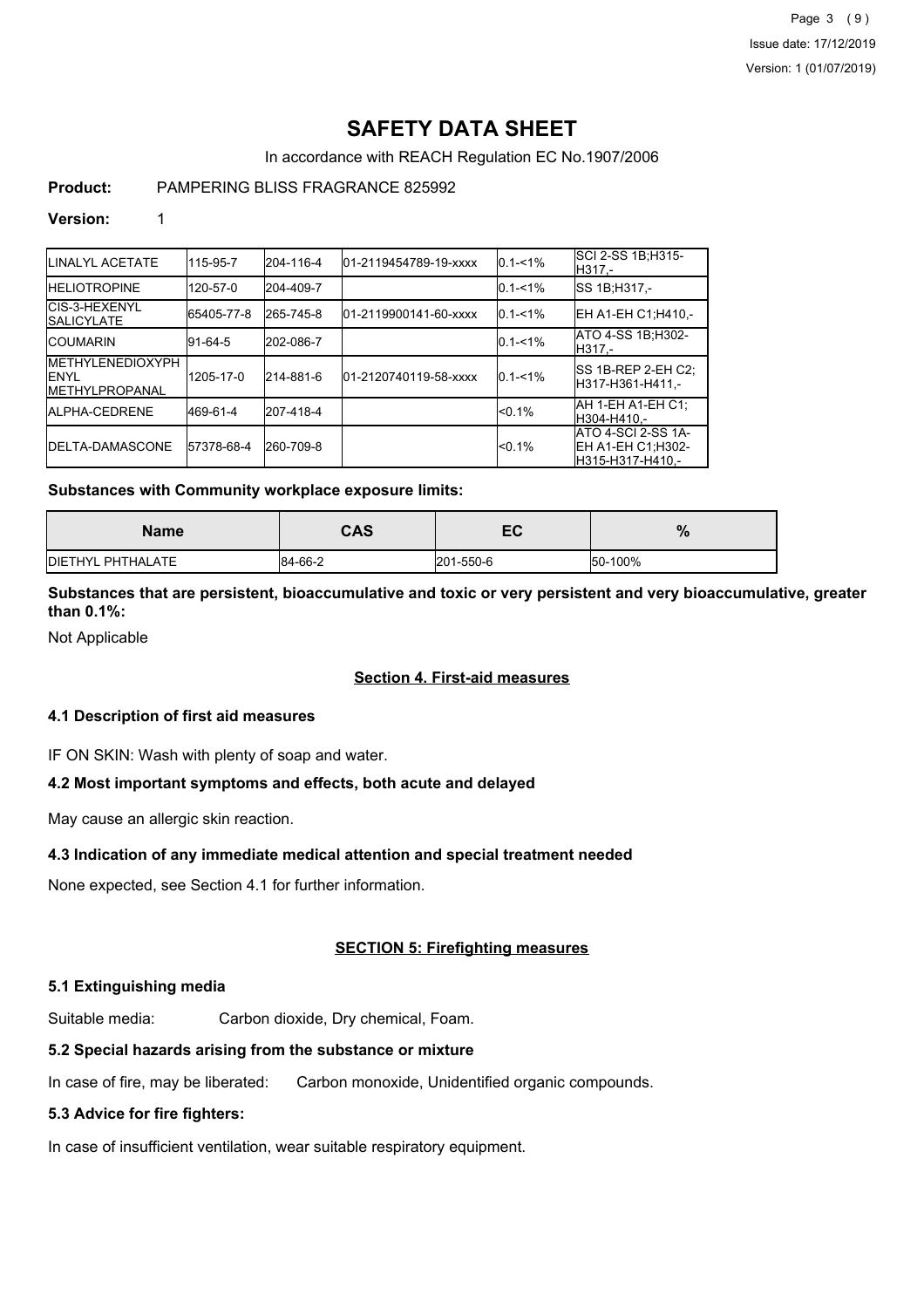# SAFETY DATA SHEET

In accordance with REACH Regulation EC No.1907/2006

**Product:** PAMPERING BLISS FRAGRANCE 825992

**Version:** 1

| | | | | | |
|---|---|---|---|---|---|
| LINALYL ACETATE | 115-95-7 | 204-116-4 | 01-2119454789-19-xxxx | 0.1-<1% | SCI 2-SS 1B;H315-H317,- |
| HELIOTROPINE | 120-57-0 | 204-409-7 | | 0.1-<1% | SS 1B;H317,- |
| CIS-3-HEXENYL SALICYLATE | 65405-77-8 | 265-745-8 | 01-2119900141-60-xxxx | 0.1-<1% | EH A1-EH C1;H410,- |
| COUMARIN | 91-64-5 | 202-086-7 | | 0.1-<1% | ATO 4-SS 1B;H302-H317,- |
| METHYLENEDIOXYPHENYL METHYLPROPANAL | 1205-17-0 | 214-881-6 | 01-2120740119-58-xxxx | 0.1-<1% | SS 1B-REP 2-EH C2;H317-H361-H411,- |
| ALPHA-CEDRENE | 469-61-4 | 207-418-4 | | <0.1% | AH 1-EH A1-EH C1;H304-H410,- |
| DELTA-DAMASCONE | 57378-68-4 | 260-709-8 | | <0.1% | ATO 4-SCI 2-SS 1A-EH A1-EH C1;H302-H315-H317-H410,- |

**Substances with Community workplace exposure limits:**

| Name | CAS | EC | % |
|---|---|---|---|
| DIETHYL PHTHALATE | 84-66-2 | 201-550-6 | 50-100% |

**Substances that are persistent, bioaccumulative and toxic or very persistent and very bioaccumulative, greater than 0.1%:**

Not Applicable

## Section 4. First-aid measures

### 4.1 Description of first aid measures

IF ON SKIN: Wash with plenty of soap and water.

### 4.2 Most important symptoms and effects, both acute and delayed

May cause an allergic skin reaction.

### 4.3 Indication of any immediate medical attention and special treatment needed

None expected, see Section 4.1 for further information.

## SECTION 5: Firefighting measures

### 5.1 Extinguishing media

Suitable media: Carbon dioxide, Dry chemical, Foam.

### 5.2 Special hazards arising from the substance or mixture

In case of fire, may be liberated: Carbon monoxide, Unidentified organic compounds.

### 5.3 Advice for fire fighters:

In case of insufficient ventilation, wear suitable respiratory equipment.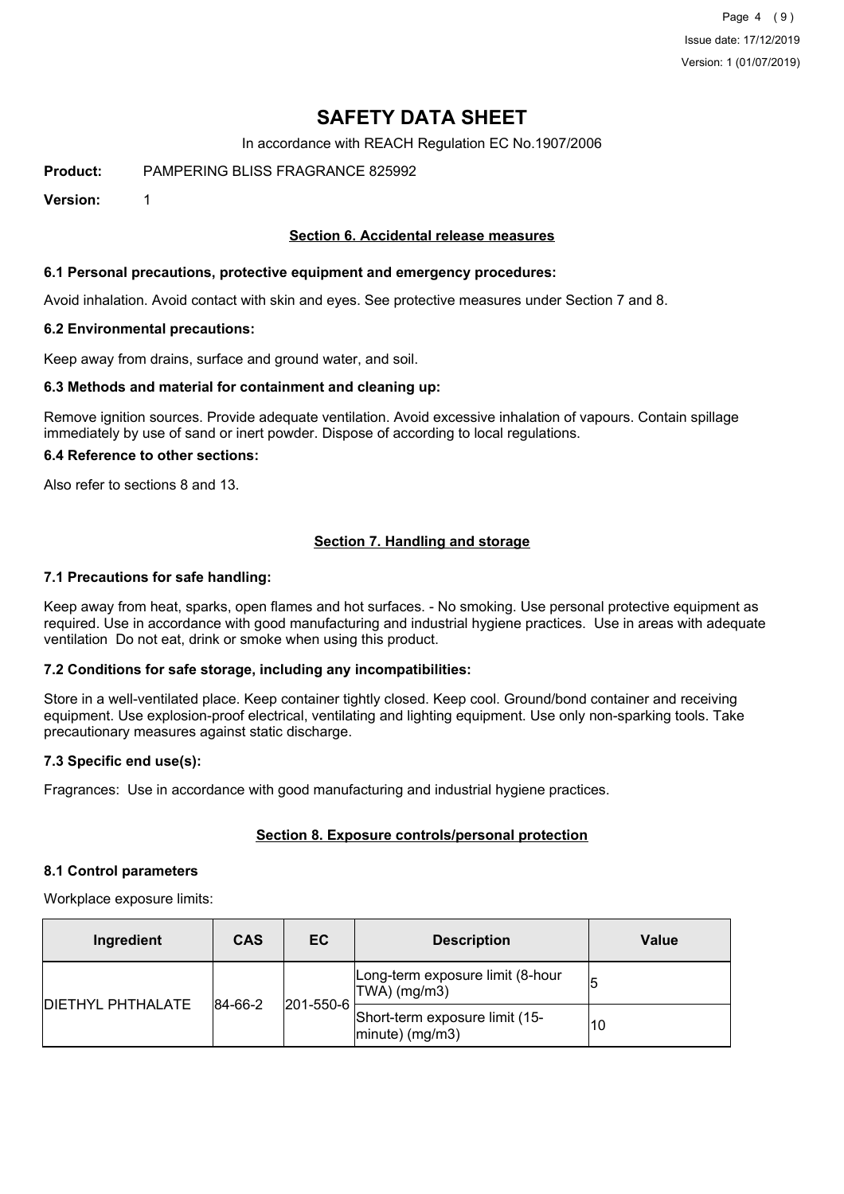# SAFETY DATA SHEET

In accordance with REACH Regulation EC No.1907/2006

**Product:** PAMPERING BLISS FRAGRANCE 825992

**Version:** 1

## Section 6. Accidental release measures

### 6.1 Personal precautions, protective equipment and emergency procedures:

Avoid inhalation. Avoid contact with skin and eyes. See protective measures under Section 7 and 8.

### 6.2 Environmental precautions:

Keep away from drains, surface and ground water, and soil.

### 6.3 Methods and material for containment and cleaning up:

Remove ignition sources. Provide adequate ventilation. Avoid excessive inhalation of vapours. Contain spillage immediately by use of sand or inert powder. Dispose of according to local regulations.

### 6.4 Reference to other sections:

Also refer to sections 8 and 13.

## Section 7. Handling and storage

### 7.1 Precautions for safe handling:

Keep away from heat, sparks, open flames and hot surfaces. - No smoking. Use personal protective equipment as required. Use in accordance with good manufacturing and industrial hygiene practices. Use in areas with adequate ventilation Do not eat, drink or smoke when using this product.

### 7.2 Conditions for safe storage, including any incompatibilities:

Store in a well-ventilated place. Keep container tightly closed. Keep cool. Ground/bond container and receiving equipment. Use explosion-proof electrical, ventilating and lighting equipment. Use only non-sparking tools. Take precautionary measures against static discharge.

### 7.3 Specific end use(s):

Fragrances: Use in accordance with good manufacturing and industrial hygiene practices.

## Section 8. Exposure controls/personal protection

### 8.1 Control parameters

Workplace exposure limits:

| Ingredient | CAS | EC | Description | Value |
|---|---|---|---|---|
| DIETHYL PHTHALATE | 84-66-2 | 201-550-6 | Long-term exposure limit (8-hour TWA) (mg/m3) | 5 |
| | | | Short-term exposure limit (15-minute) (mg/m3) | 10 |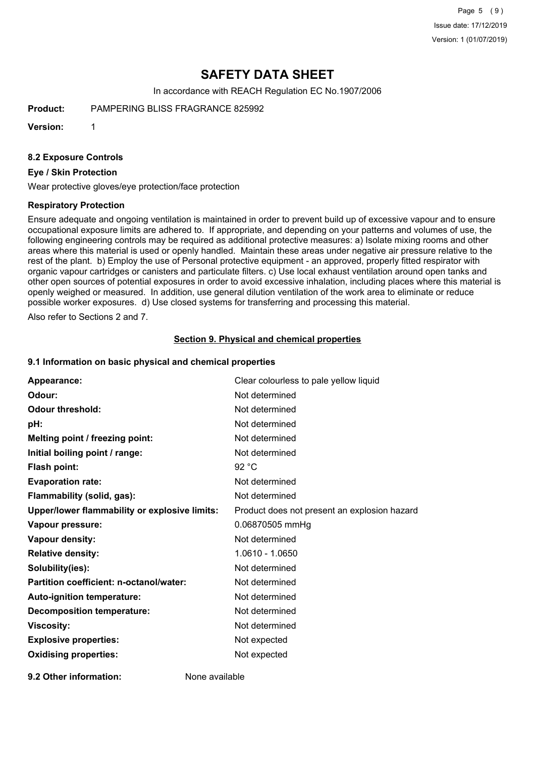# SAFETY DATA SHEET

In accordance with REACH Regulation EC No.1907/2006

**Product:** PAMPERING BLISS FRAGRANCE 825992

**Version:** 1

### 8.2 Exposure Controls

#### Eye / Skin Protection

Wear protective gloves/eye protection/face protection

#### Respiratory Protection

Ensure adequate and ongoing ventilation is maintained in order to prevent build up of excessive vapour and to ensure occupational exposure limits are adhered to. If appropriate, and depending on your patterns and volumes of use, the following engineering controls may be required as additional protective measures: a) Isolate mixing rooms and other areas where this material is used or openly handled. Maintain these areas under negative air pressure relative to the rest of the plant. b) Employ the use of Personal protective equipment - an approved, properly fitted respirator with organic vapour cartridges or canisters and particulate filters. c) Use local exhaust ventilation around open tanks and other open sources of potential exposures in order to avoid excessive inhalation, including places where this material is openly weighed or measured. In addition, use general dilution ventilation of the work area to eliminate or reduce possible worker exposures. d) Use closed systems for transferring and processing this material.

Also refer to Sections 2 and 7.

## Section 9. Physical and chemical properties

### 9.1 Information on basic physical and chemical properties

| | |
|---|---|
| **Appearance:** | Clear colourless to pale yellow liquid |
| **Odour:** | Not determined |
| **Odour threshold:** | Not determined |
| **pH:** | Not determined |
| **Melting point / freezing point:** | Not determined |
| **Initial boiling point / range:** | Not determined |
| **Flash point:** | 92 °C |
| **Evaporation rate:** | Not determined |
| **Flammability (solid, gas):** | Not determined |
| **Upper/lower flammability or explosive limits:** | Product does not present an explosion hazard |
| **Vapour pressure:** | 0.06870505 mmHg |
| **Vapour density:** | Not determined |
| **Relative density:** | 1.0610 - 1.0650 |
| **Solubility(ies):** | Not determined |
| **Partition coefficient: n-octanol/water:** | Not determined |
| **Auto-ignition temperature:** | Not determined |
| **Decomposition temperature:** | Not determined |
| **Viscosity:** | Not determined |
| **Explosive properties:** | Not expected |
| **Oxidising properties:** | Not expected |

**9.2 Other information:** None available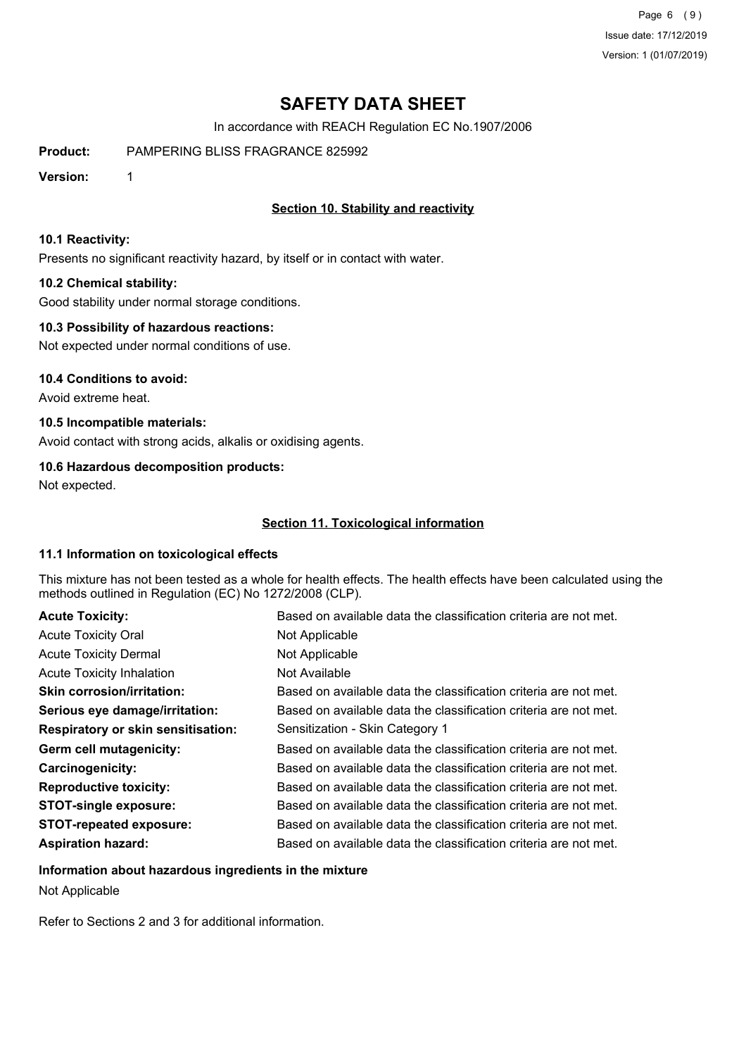# SAFETY DATA SHEET

In accordance with REACH Regulation EC No.1907/2006

**Product:** PAMPERING BLISS FRAGRANCE 825992

**Version:** 1

## Section 10. Stability and reactivity

### 10.1 Reactivity:

Presents no significant reactivity hazard, by itself or in contact with water.

### 10.2 Chemical stability:

Good stability under normal storage conditions.

### 10.3 Possibility of hazardous reactions:

Not expected under normal conditions of use.

### 10.4 Conditions to avoid:

Avoid extreme heat.

### 10.5 Incompatible materials:

Avoid contact with strong acids, alkalis or oxidising agents.

### 10.6 Hazardous decomposition products:

Not expected.

## Section 11. Toxicological information

### 11.1 Information on toxicological effects

This mixture has not been tested as a whole for health effects. The health effects have been calculated using the methods outlined in Regulation (EC) No 1272/2008 (CLP).

| | |
|---|---|
| **Acute Toxicity:** | Based on available data the classification criteria are not met. |
| Acute Toxicity Oral | Not Applicable |
| Acute Toxicity Dermal | Not Applicable |
| Acute Toxicity Inhalation | Not Available |
| **Skin corrosion/irritation:** | Based on available data the classification criteria are not met. |
| **Serious eye damage/irritation:** | Based on available data the classification criteria are not met. |
| **Respiratory or skin sensitisation:** | Sensitization - Skin Category 1 |
| **Germ cell mutagenicity:** | Based on available data the classification criteria are not met. |
| **Carcinogenicity:** | Based on available data the classification criteria are not met. |
| **Reproductive toxicity:** | Based on available data the classification criteria are not met. |
| **STOT-single exposure:** | Based on available data the classification criteria are not met. |
| **STOT-repeated exposure:** | Based on available data the classification criteria are not met. |
| **Aspiration hazard:** | Based on available data the classification criteria are not met. |

### Information about hazardous ingredients in the mixture

Not Applicable

Refer to Sections 2 and 3 for additional information.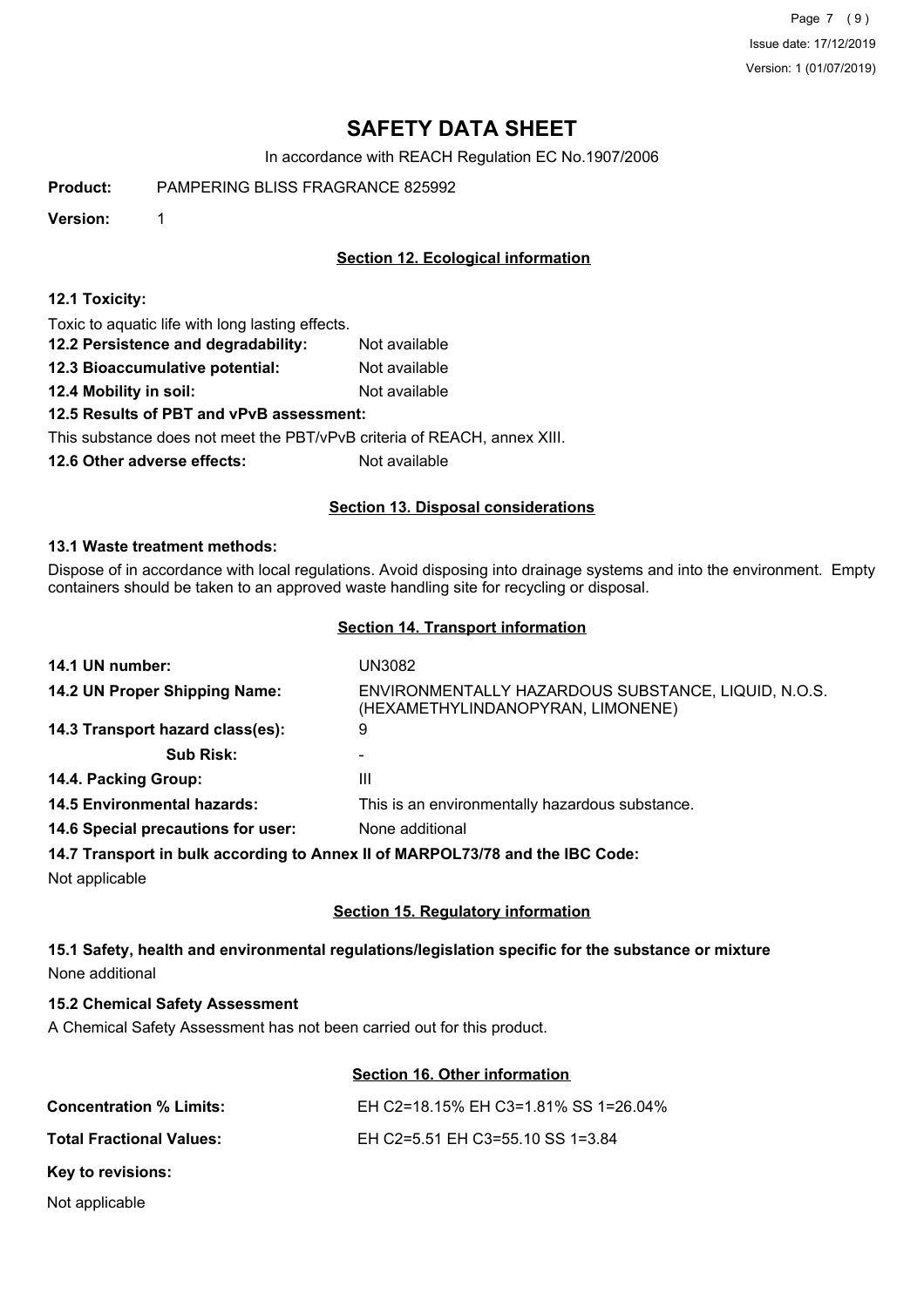# SAFETY DATA SHEET

In accordance with REACH Regulation EC No.1907/2006

**Product:** PAMPERING BLISS FRAGRANCE 825992

**Version:** 1

## Section 12. Ecological information

**12.1 Toxicity:**

Toxic to aquatic life with long lasting effects.

**12.2 Persistence and degradability:** Not available

**12.3 Bioaccumulative potential:** Not available

**12.4 Mobility in soil:** Not available

**12.5 Results of PBT and vPvB assessment:**

This substance does not meet the PBT/vPvB criteria of REACH, annex XIII.

**12.6 Other adverse effects:** Not available

## Section 13. Disposal considerations

**13.1 Waste treatment methods:**

Dispose of in accordance with local regulations. Avoid disposing into drainage systems and into the environment. Empty containers should be taken to an approved waste handling site for recycling or disposal.

## Section 14. Transport information

| | |
|---|---|
| **14.1 UN number:** | UN3082 |
| **14.2 UN Proper Shipping Name:** | ENVIRONMENTALLY HAZARDOUS SUBSTANCE, LIQUID, N.O.S. (HEXAMETHYLINDANOPYRAN, LIMONENE) |
| **14.3 Transport hazard class(es):** | 9 |
| **Sub Risk:** | - |
| **14.4. Packing Group:** | III |
| **14.5 Environmental hazards:** | This is an environmentally hazardous substance. |
| **14.6 Special precautions for user:** | None additional |

**14.7 Transport in bulk according to Annex II of MARPOL73/78 and the IBC Code:**

Not applicable

## Section 15. Regulatory information

**15.1 Safety, health and environmental regulations/legislation specific for the substance or mixture**

None additional

**15.2 Chemical Safety Assessment**

A Chemical Safety Assessment has not been carried out for this product.

## Section 16. Other information

**Concentration % Limits:** EH C2=18.15% EH C3=1.81% SS 1=26.04%

**Total Fractional Values:** EH C2=5.51 EH C3=55.10 SS 1=3.84

**Key to revisions:**

Not applicable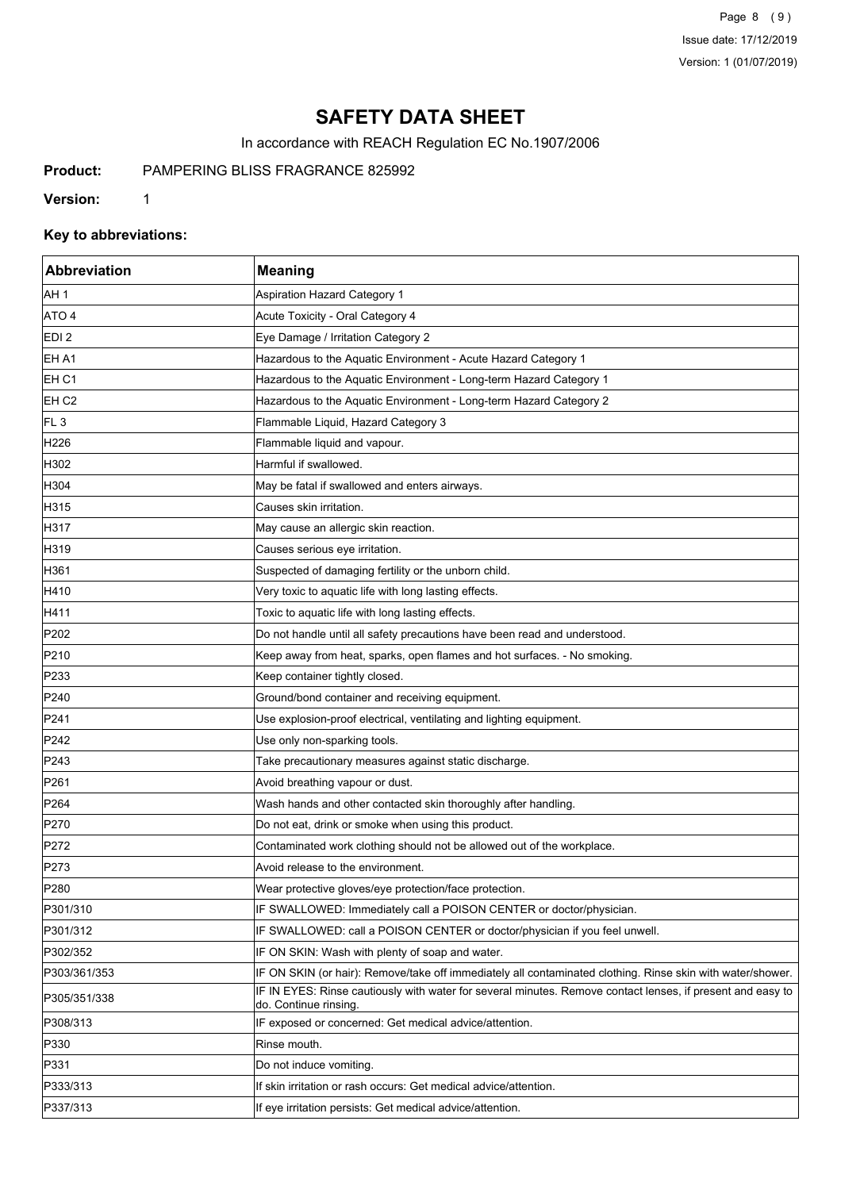# SAFETY DATA SHEET

In accordance with REACH Regulation EC No.1907/2006

**Product:** PAMPERING BLISS FRAGRANCE 825992

**Version:** 1

### Key to abbreviations:

| Abbreviation | Meaning |
|---|---|
| AH 1 | Aspiration Hazard Category 1 |
| ATO 4 | Acute Toxicity - Oral Category 4 |
| EDI 2 | Eye Damage / Irritation Category 2 |
| EH A1 | Hazardous to the Aquatic Environment - Acute Hazard Category 1 |
| EH C1 | Hazardous to the Aquatic Environment - Long-term Hazard Category 1 |
| EH C2 | Hazardous to the Aquatic Environment - Long-term Hazard Category 2 |
| FL 3 | Flammable Liquid, Hazard Category 3 |
| H226 | Flammable liquid and vapour. |
| H302 | Harmful if swallowed. |
| H304 | May be fatal if swallowed and enters airways. |
| H315 | Causes skin irritation. |
| H317 | May cause an allergic skin reaction. |
| H319 | Causes serious eye irritation. |
| H361 | Suspected of damaging fertility or the unborn child. |
| H410 | Very toxic to aquatic life with long lasting effects. |
| H411 | Toxic to aquatic life with long lasting effects. |
| P202 | Do not handle until all safety precautions have been read and understood. |
| P210 | Keep away from heat, sparks, open flames and hot surfaces. - No smoking. |
| P233 | Keep container tightly closed. |
| P240 | Ground/bond container and receiving equipment. |
| P241 | Use explosion-proof electrical, ventilating and lighting equipment. |
| P242 | Use only non-sparking tools. |
| P243 | Take precautionary measures against static discharge. |
| P261 | Avoid breathing vapour or dust. |
| P264 | Wash hands and other contacted skin thoroughly after handling. |
| P270 | Do not eat, drink or smoke when using this product. |
| P272 | Contaminated work clothing should not be allowed out of the workplace. |
| P273 | Avoid release to the environment. |
| P280 | Wear protective gloves/eye protection/face protection. |
| P301/310 | IF SWALLOWED: Immediately call a POISON CENTER or doctor/physician. |
| P301/312 | IF SWALLOWED: call a POISON CENTER or doctor/physician if you feel unwell. |
| P302/352 | IF ON SKIN: Wash with plenty of soap and water. |
| P303/361/353 | IF ON SKIN (or hair): Remove/take off immediately all contaminated clothing. Rinse skin with water/shower. |
| P305/351/338 | IF IN EYES: Rinse cautiously with water for several minutes. Remove contact lenses, if present and easy to do. Continue rinsing. |
| P308/313 | IF exposed or concerned: Get medical advice/attention. |
| P330 | Rinse mouth. |
| P331 | Do not induce vomiting. |
| P333/313 | If skin irritation or rash occurs: Get medical advice/attention. |
| P337/313 | If eye irritation persists: Get medical advice/attention. |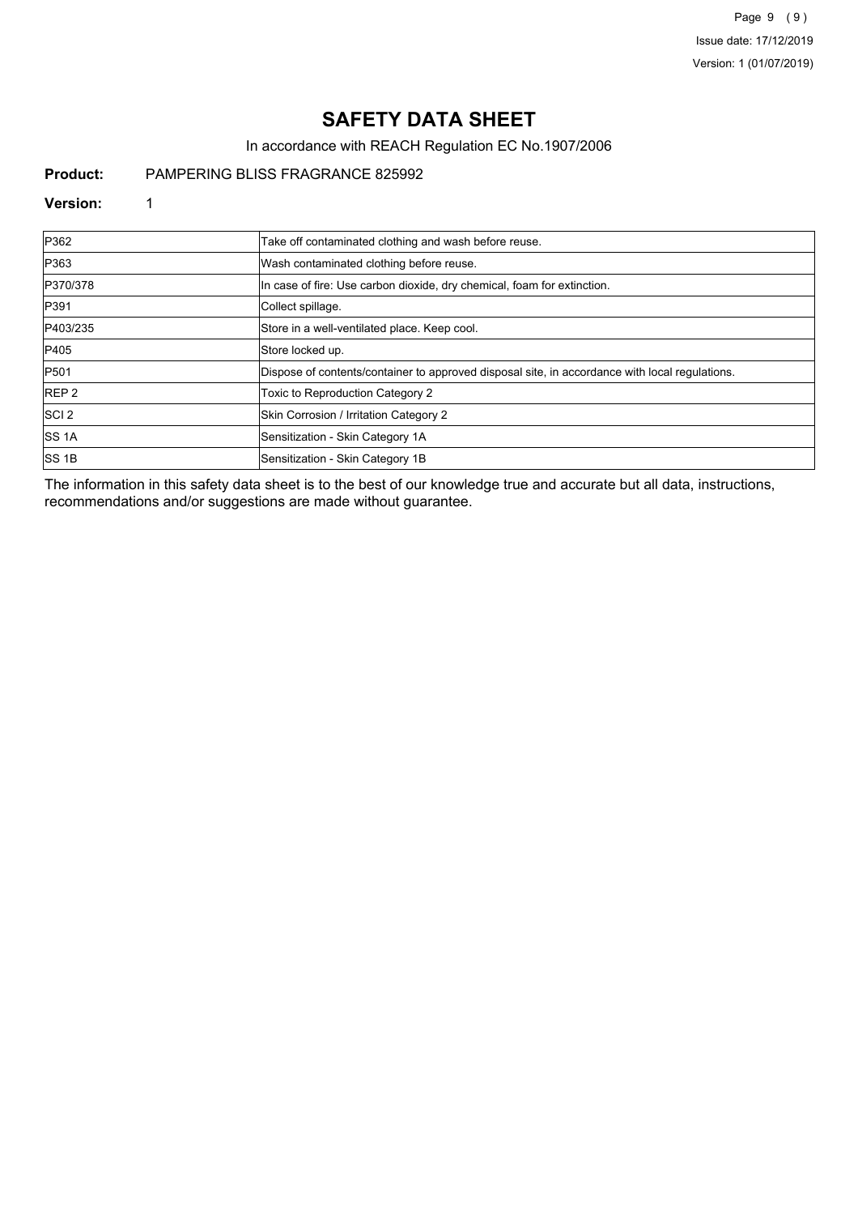# SAFETY DATA SHEET

In accordance with REACH Regulation EC No.1907/2006

**Product:** PAMPERING BLISS FRAGRANCE 825992

**Version:** 1

| | |
|---|---|
| P362 | Take off contaminated clothing and wash before reuse. |
| P363 | Wash contaminated clothing before reuse. |
| P370/378 | In case of fire: Use carbon dioxide, dry chemical, foam for extinction. |
| P391 | Collect spillage. |
| P403/235 | Store in a well-ventilated place. Keep cool. |
| P405 | Store locked up. |
| P501 | Dispose of contents/container to approved disposal site, in accordance with local regulations. |
| REP 2 | Toxic to Reproduction Category 2 |
| SCI 2 | Skin Corrosion / Irritation Category 2 |
| SS 1A | Sensitization - Skin Category 1A |
| SS 1B | Sensitization - Skin Category 1B |

The information in this safety data sheet is to the best of our knowledge true and accurate but all data, instructions, recommendations and/or suggestions are made without guarantee.